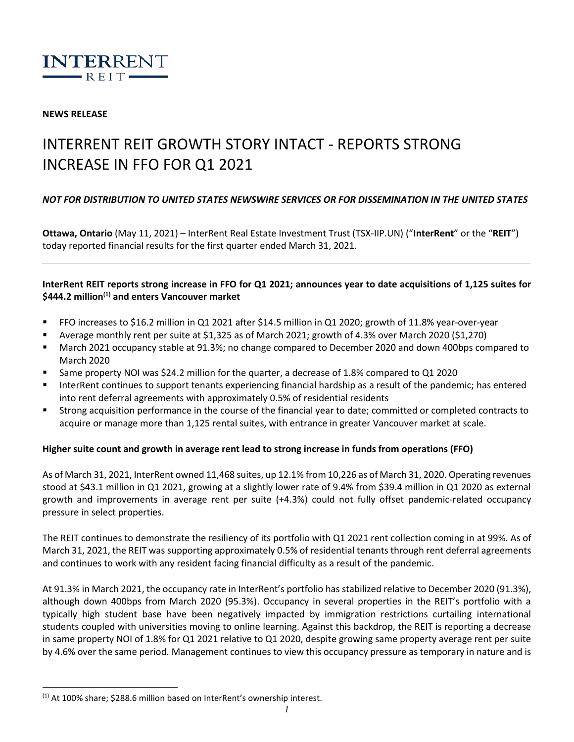**INTERRENT REIT**

**NEWS RELEASE**

# INTERRENT REIT GROWTH STORY INTACT - REPORTS STRONG INCREASE IN FFO FOR Q1 2021

***NOT FOR DISTRIBUTION TO UNITED STATES NEWSWIRE SERVICES OR FOR DISSEMINATION IN THE UNITED STATES***

**Ottawa, Ontario** (May 11, 2021) – InterRent Real Estate Investment Trust (TSX-IIP.UN) ("**InterRent**" or the "**REIT**") today reported financial results for the first quarter ended March 31, 2021.

---

**InterRent REIT reports strong increase in FFO for Q1 2021; announces year to date acquisitions of 1,125 suites for $444.2 million[(1)] and enters Vancouver market**

- FFO increases to $16.2 million in Q1 2021 after $14.5 million in Q1 2020; growth of 11.8% year-over-year
- Average monthly rent per suite at $1,325 as of March 2021; growth of 4.3% over March 2020 ($1,270)
- March 2021 occupancy stable at 91.3%; no change compared to December 2020 and down 400bps compared to March 2020
- Same property NOI was $24.2 million for the quarter, a decrease of 1.8% compared to Q1 2020
- InterRent continues to support tenants experiencing financial hardship as a result of the pandemic; has entered into rent deferral agreements with approximately 0.5% of residential residents
- Strong acquisition performance in the course of the financial year to date; committed or completed contracts to acquire or manage more than 1,125 rental suites, with entrance in greater Vancouver market at scale.

**Higher suite count and growth in average rent lead to strong increase in funds from operations (FFO)**

As of March 31, 2021, InterRent owned 11,468 suites, up 12.1% from 10,226 as of March 31, 2020. Operating revenues stood at $43.1 million in Q1 2021, growing at a slightly lower rate of 9.4% from $39.4 million in Q1 2020 as external growth and improvements in average rent per suite (+4.3%) could not fully offset pandemic-related occupancy pressure in select properties.

The REIT continues to demonstrate the resiliency of its portfolio with Q1 2021 rent collection coming in at 99%. As of March 31, 2021, the REIT was supporting approximately 0.5% of residential tenants through rent deferral agreements and continues to work with any resident facing financial difficulty as a result of the pandemic.

At 91.3% in March 2021, the occupancy rate in InterRent's portfolio has stabilized relative to December 2020 (91.3%), although down 400bps from March 2020 (95.3%). Occupancy in several properties in the REIT's portfolio with a typically high student base have been negatively impacted by immigration restrictions curtailing international students coupled with universities moving to online learning. Against this backdrop, the REIT is reporting a decrease in same property NOI of 1.8% for Q1 2021 relative to Q1 2020, despite growing same property average rent per suite by 4.6% over the same period. Management continues to view this occupancy pressure as temporary in nature and is

---

(1) At 100% share; $288.6 million based on InterRent's ownership interest.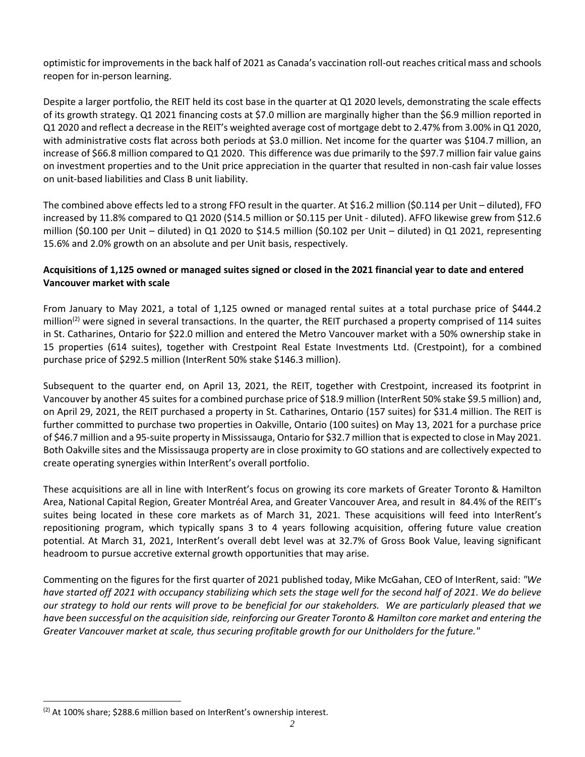optimistic for improvements in the back half of 2021 as Canada's vaccination roll-out reaches critical mass and schools reopen for in-person learning.

Despite a larger portfolio, the REIT held its cost base in the quarter at Q1 2020 levels, demonstrating the scale effects of its growth strategy. Q1 2021 financing costs at $7.0 million are marginally higher than the $6.9 million reported in Q1 2020 and reflect a decrease in the REIT's weighted average cost of mortgage debt to 2.47% from 3.00% in Q1 2020, with administrative costs flat across both periods at $3.0 million. Net income for the quarter was $104.7 million, an increase of $66.8 million compared to Q1 2020. This difference was due primarily to the $97.7 million fair value gains on investment properties and to the Unit price appreciation in the quarter that resulted in non-cash fair value losses on unit-based liabilities and Class B unit liability.

The combined above effects led to a strong FFO result in the quarter. At $16.2 million ($0.114 per Unit – diluted), FFO increased by 11.8% compared to Q1 2020 ($14.5 million or $0.115 per Unit - diluted). AFFO likewise grew from $12.6 million ($0.100 per Unit – diluted) in Q1 2020 to $14.5 million ($0.102 per Unit – diluted) in Q1 2021, representing 15.6% and 2.0% growth on an absolute and per Unit basis, respectively.

**Acquisitions of 1,125 owned or managed suites signed or closed in the 2021 financial year to date and entered Vancouver market with scale**

From January to May 2021, a total of 1,125 owned or managed rental suites at a total purchase price of $444.2 million[2] were signed in several transactions. In the quarter, the REIT purchased a property comprised of 114 suites in St. Catharines, Ontario for $22.0 million and entered the Metro Vancouver market with a 50% ownership stake in 15 properties (614 suites), together with Crestpoint Real Estate Investments Ltd. (Crestpoint), for a combined purchase price of $292.5 million (InterRent 50% stake $146.3 million).

Subsequent to the quarter end, on April 13, 2021, the REIT, together with Crestpoint, increased its footprint in Vancouver by another 45 suites for a combined purchase price of $18.9 million (InterRent 50% stake $9.5 million) and, on April 29, 2021, the REIT purchased a property in St. Catharines, Ontario (157 suites) for $31.4 million. The REIT is further committed to purchase two properties in Oakville, Ontario (100 suites) on May 13, 2021 for a purchase price of $46.7 million and a 95-suite property in Mississauga, Ontario for $32.7 million that is expected to close in May 2021. Both Oakville sites and the Mississauga property are in close proximity to GO stations and are collectively expected to create operating synergies within InterRent's overall portfolio.

These acquisitions are all in line with InterRent's focus on growing its core markets of Greater Toronto & Hamilton Area, National Capital Region, Greater Montréal Area, and Greater Vancouver Area, and result in 84.4% of the REIT's suites being located in these core markets as of March 31, 2021. These acquisitions will feed into InterRent's repositioning program, which typically spans 3 to 4 years following acquisition, offering future value creation potential. At March 31, 2021, InterRent's overall debt level was at 32.7% of Gross Book Value, leaving significant headroom to pursue accretive external growth opportunities that may arise.

Commenting on the figures for the first quarter of 2021 published today, Mike McGahan, CEO of InterRent, said: *"We have started off 2021 with occupancy stabilizing which sets the stage well for the second half of 2021. We do believe our strategy to hold our rents will prove to be beneficial for our stakeholders. We are particularly pleased that we have been successful on the acquisition side, reinforcing our Greater Toronto & Hamilton core market and entering the Greater Vancouver market at scale, thus securing profitable growth for our Unitholders for the future."*

---

[2] At 100% share; $288.6 million based on InterRent's ownership interest.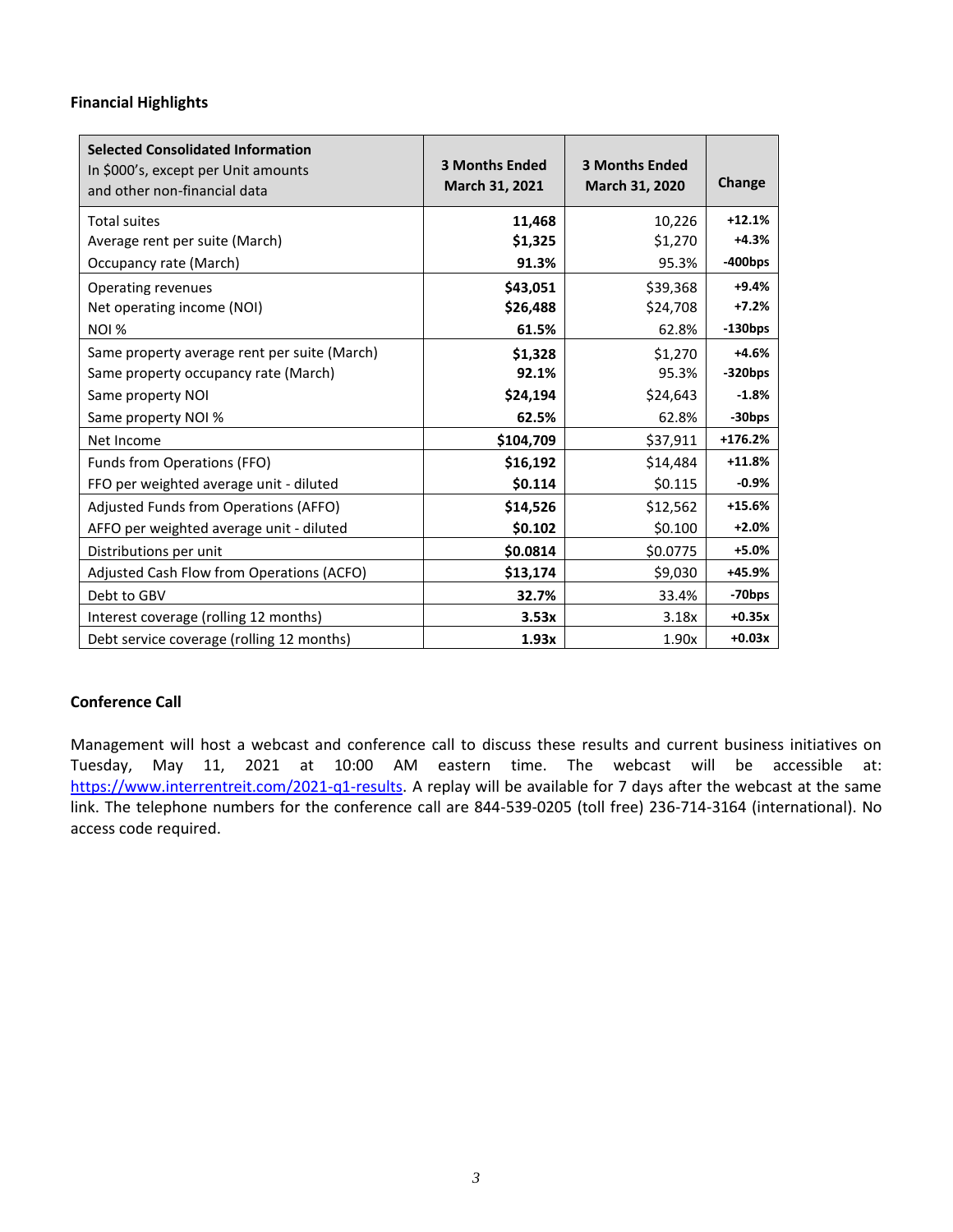**Financial Highlights**

| **Selected Consolidated Information**<br>In $000's, except per Unit amounts<br>and other non-financial data | **3 Months Ended March 31, 2021** | **3 Months Ended March 31, 2020** | **Change** |
|---|---|---|---|
| Total suites | **11,468** | 10,226 | **+12.1%** |
| Average rent per suite (March) | **$1,325** | $1,270 | **+4.3%** |
| Occupancy rate (March) | **91.3%** | 95.3% | **-400bps** |
| Operating revenues | **$43,051** | $39,368 | **+9.4%** |
| Net operating income (NOI) | **$26,488** | $24,708 | **+7.2%** |
| NOI % | **61.5%** | 62.8% | **-130bps** |
| Same property average rent per suite (March) | **$1,328** | $1,270 | **+4.6%** |
| Same property occupancy rate (March) | **92.1%** | 95.3% | **-320bps** |
| Same property NOI | **$24,194** | $24,643 | **-1.8%** |
| Same property NOI % | **62.5%** | 62.8% | **-30bps** |
| Net Income | **$104,709** | $37,911 | **+176.2%** |
| Funds from Operations (FFO) | **$16,192** | $14,484 | **+11.8%** |
| FFO per weighted average unit - diluted | **$0.114** | $0.115 | **-0.9%** |
| Adjusted Funds from Operations (AFFO) | **$14,526** | $12,562 | **+15.6%** |
| AFFO per weighted average unit - diluted | **$0.102** | $0.100 | **+2.0%** |
| Distributions per unit | **$0.0814** | $0.0775 | **+5.0%** |
| Adjusted Cash Flow from Operations (ACFO) | **$13,174** | $9,030 | **+45.9%** |
| Debt to GBV | **32.7%** | 33.4% | **-70bps** |
| Interest coverage (rolling 12 months) | **3.53x** | 3.18x | **+0.35x** |
| Debt service coverage (rolling 12 months) | **1.93x** | 1.90x | **+0.03x** |

**Conference Call**

Management will host a webcast and conference call to discuss these results and current business initiatives on Tuesday, May 11, 2021 at 10:00 AM eastern time. The webcast will be accessible at: https://www.interrentreit.com/2021-q1-results. A replay will be available for 7 days after the webcast at the same link. The telephone numbers for the conference call are 844-539-0205 (toll free) 236-714-3164 (international). No access code required.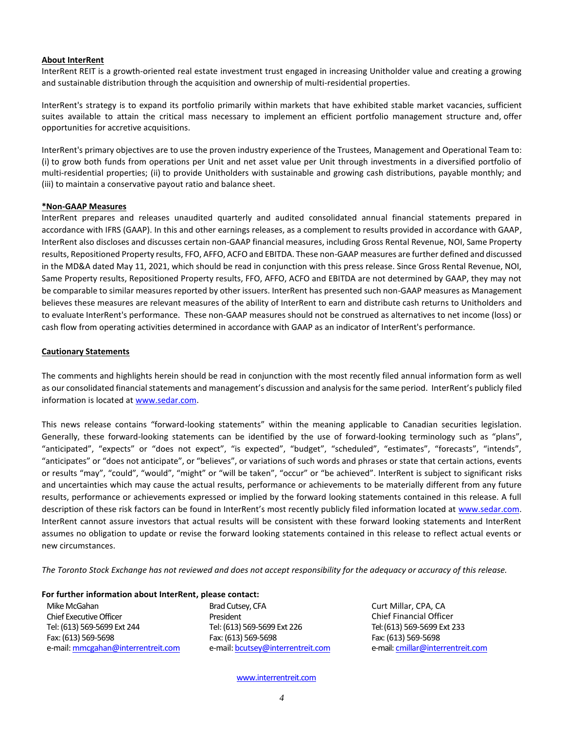**About InterRent**

InterRent REIT is a growth-oriented real estate investment trust engaged in increasing Unitholder value and creating a growing and sustainable distribution through the acquisition and ownership of multi-residential properties.

InterRent's strategy is to expand its portfolio primarily within markets that have exhibited stable market vacancies, sufficient suites available to attain the critical mass necessary to implement an efficient portfolio management structure and, offer opportunities for accretive acquisitions.

InterRent's primary objectives are to use the proven industry experience of the Trustees, Management and Operational Team to: (i) to grow both funds from operations per Unit and net asset value per Unit through investments in a diversified portfolio of multi-residential properties; (ii) to provide Unitholders with sustainable and growing cash distributions, payable monthly; and (iii) to maintain a conservative payout ratio and balance sheet.

**\*Non-GAAP Measures**

InterRent prepares and releases unaudited quarterly and audited consolidated annual financial statements prepared in accordance with IFRS (GAAP). In this and other earnings releases, as a complement to results provided in accordance with GAAP, InterRent also discloses and discusses certain non-GAAP financial measures, including Gross Rental Revenue, NOI, Same Property results, Repositioned Property results, FFO, AFFO, ACFO and EBITDA. These non-GAAP measures are further defined and discussed in the MD&A dated May 11, 2021, which should be read in conjunction with this press release. Since Gross Rental Revenue, NOI, Same Property results, Repositioned Property results, FFO, AFFO, ACFO and EBITDA are not determined by GAAP, they may not be comparable to similar measures reported by other issuers. InterRent has presented such non-GAAP measures as Management believes these measures are relevant measures of the ability of InterRent to earn and distribute cash returns to Unitholders and to evaluate InterRent's performance. These non-GAAP measures should not be construed as alternatives to net income (loss) or cash flow from operating activities determined in accordance with GAAP as an indicator of InterRent's performance.

**Cautionary Statements**

The comments and highlights herein should be read in conjunction with the most recently filed annual information form as well as our consolidated financial statements and management's discussion and analysis for the same period. InterRent's publicly filed information is located at www.sedar.com.

This news release contains "forward-looking statements" within the meaning applicable to Canadian securities legislation. Generally, these forward-looking statements can be identified by the use of forward-looking terminology such as "plans", "anticipated", "expects" or "does not expect", "is expected", "budget", "scheduled", "estimates", "forecasts", "intends", "anticipates" or "does not anticipate", or "believes", or variations of such words and phrases or state that certain actions, events or results "may", "could", "would", "might" or "will be taken", "occur" or "be achieved". InterRent is subject to significant risks and uncertainties which may cause the actual results, performance or achievements to be materially different from any future results, performance or achievements expressed or implied by the forward looking statements contained in this release. A full description of these risk factors can be found in InterRent's most recently publicly filed information located at www.sedar.com. InterRent cannot assure investors that actual results will be consistent with these forward looking statements and InterRent assumes no obligation to update or revise the forward looking statements contained in this release to reflect actual events or new circumstances.

*The Toronto Stock Exchange has not reviewed and does not accept responsibility for the adequacy or accuracy of this release.*

**For further information about InterRent, please contact:**

Mike McGahan
Chief Executive Officer
Tel: (613) 569-5699 Ext 244
Fax: (613) 569-5698
e-mail: mmcgahan@interrentreit.com

Brad Cutsey, CFA
President
Tel: (613) 569-5699 Ext 226
Fax: (613) 569-5698
e-mail: bcutsey@interrentreit.com

Curt Millar, CPA, CA
Chief Financial Officer
Tel: (613) 569-5699 Ext 233
Fax: (613) 569-5698
e-mail: cmillar@interrentreit.com

www.interrentreit.com